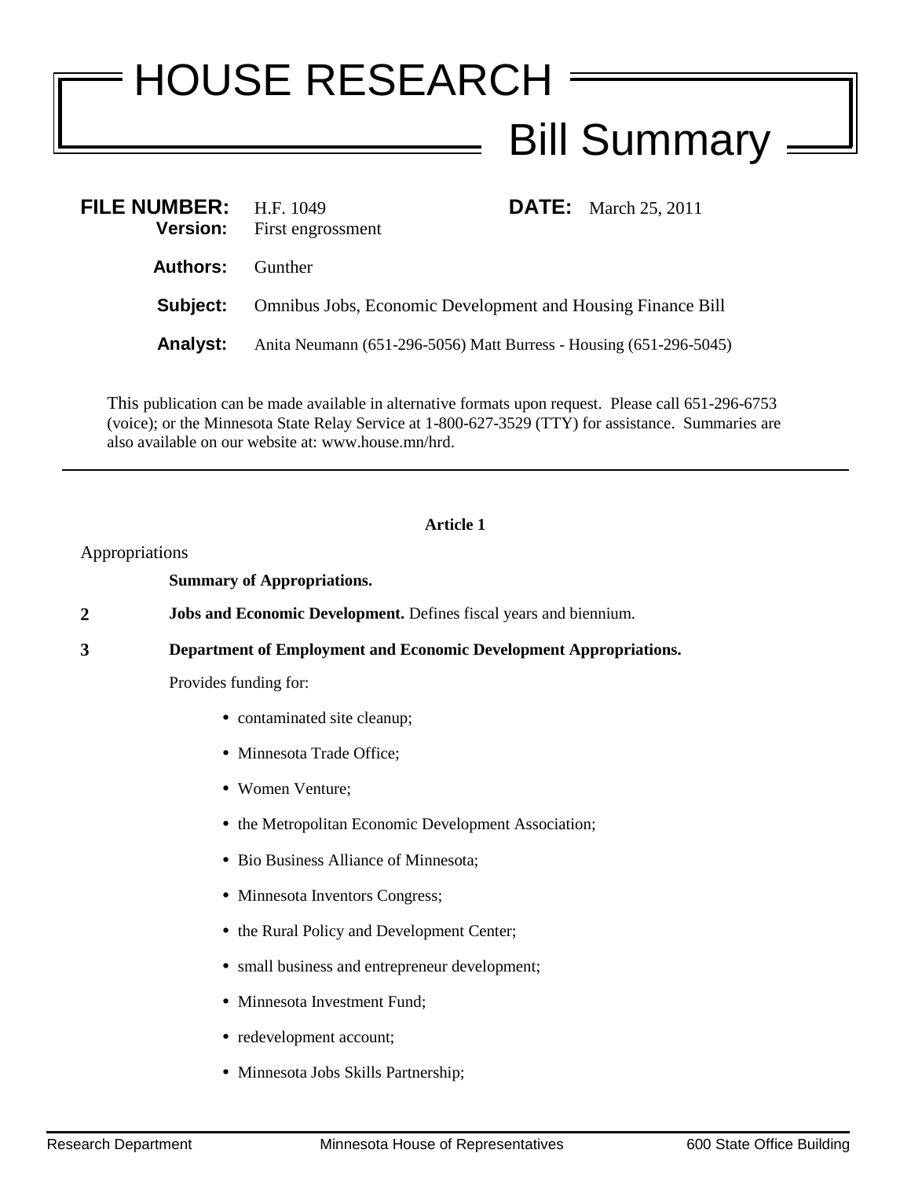# HOUSE RESEARCH

## Bill Summary

**FILE NUMBER:** H.F. 1049
**Version:** First engrossment

**DATE:** March 25, 2011

**Authors:** Gunther

**Subject:** Omnibus Jobs, Economic Development and Housing Finance Bill

**Analyst:** Anita Neumann (651-296-5056) Matt Burress - Housing (651-296-5045)

This publication can be made available in alternative formats upon request. Please call 651-296-6753 (voice); or the Minnesota State Relay Service at 1-800-627-3529 (TTY) for assistance. Summaries are also available on our website at: www.house.mn/hrd.

---

**Article 1**

Appropriations

**Summary of Appropriations.**

**2** **Jobs and Economic Development.** Defines fiscal years and biennium.

**3** **Department of Employment and Economic Development Appropriations.**

Provides funding for:

- contaminated site cleanup;
- Minnesota Trade Office;
- Women Venture;
- the Metropolitan Economic Development Association;
- Bio Business Alliance of Minnesota;
- Minnesota Inventors Congress;
- the Rural Policy and Development Center;
- small business and entrepreneur development;
- Minnesota Investment Fund;
- redevelopment account;
- Minnesota Jobs Skills Partnership;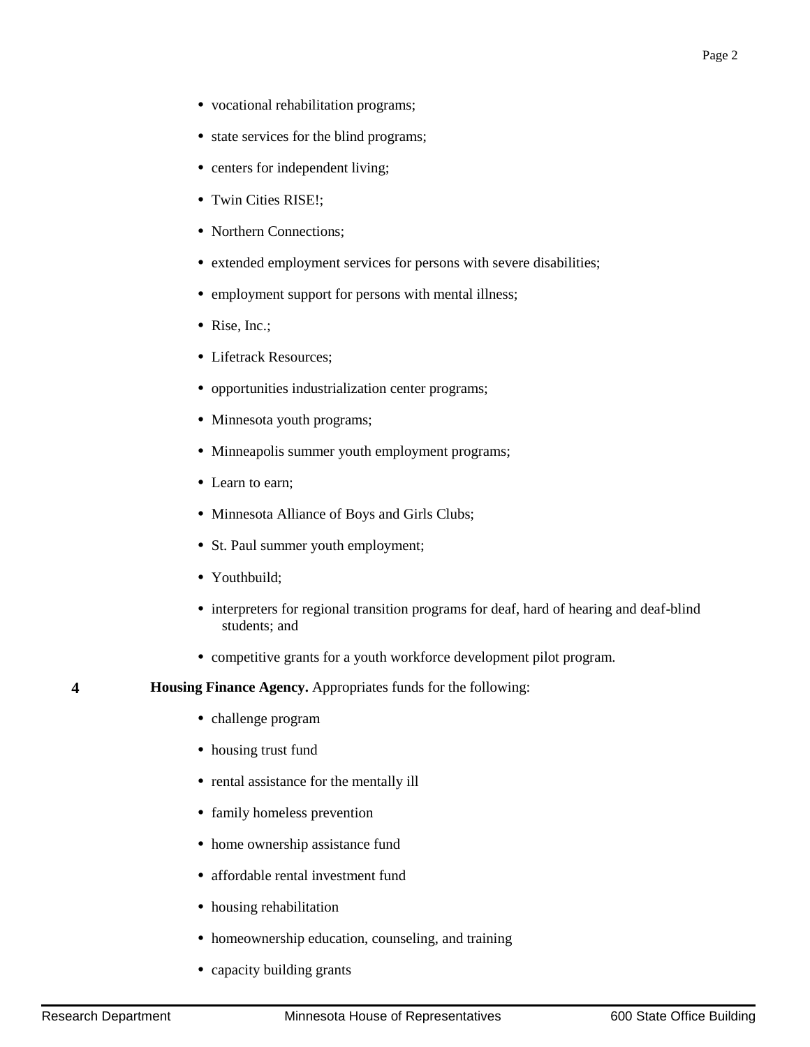- vocational rehabilitation programs;
- state services for the blind programs;
- centers for independent living;
- Twin Cities RISE!;
- Northern Connections;
- extended employment services for persons with severe disabilities;
- employment support for persons with mental illness;
- Rise, Inc.;
- Lifetrack Resources;
- opportunities industrialization center programs;
- Minnesota youth programs;
- Minneapolis summer youth employment programs;
- Learn to earn;
- Minnesota Alliance of Boys and Girls Clubs;
- St. Paul summer youth employment;
- Youthbuild;
- interpreters for regional transition programs for deaf, hard of hearing and deaf-blind students; and
- competitive grants for a youth workforce development pilot program.

**4** **Housing Finance Agency.** Appropriates funds for the following:

- challenge program
- housing trust fund
- rental assistance for the mentally ill
- family homeless prevention
- home ownership assistance fund
- affordable rental investment fund
- housing rehabilitation
- homeownership education, counseling, and training
- capacity building grants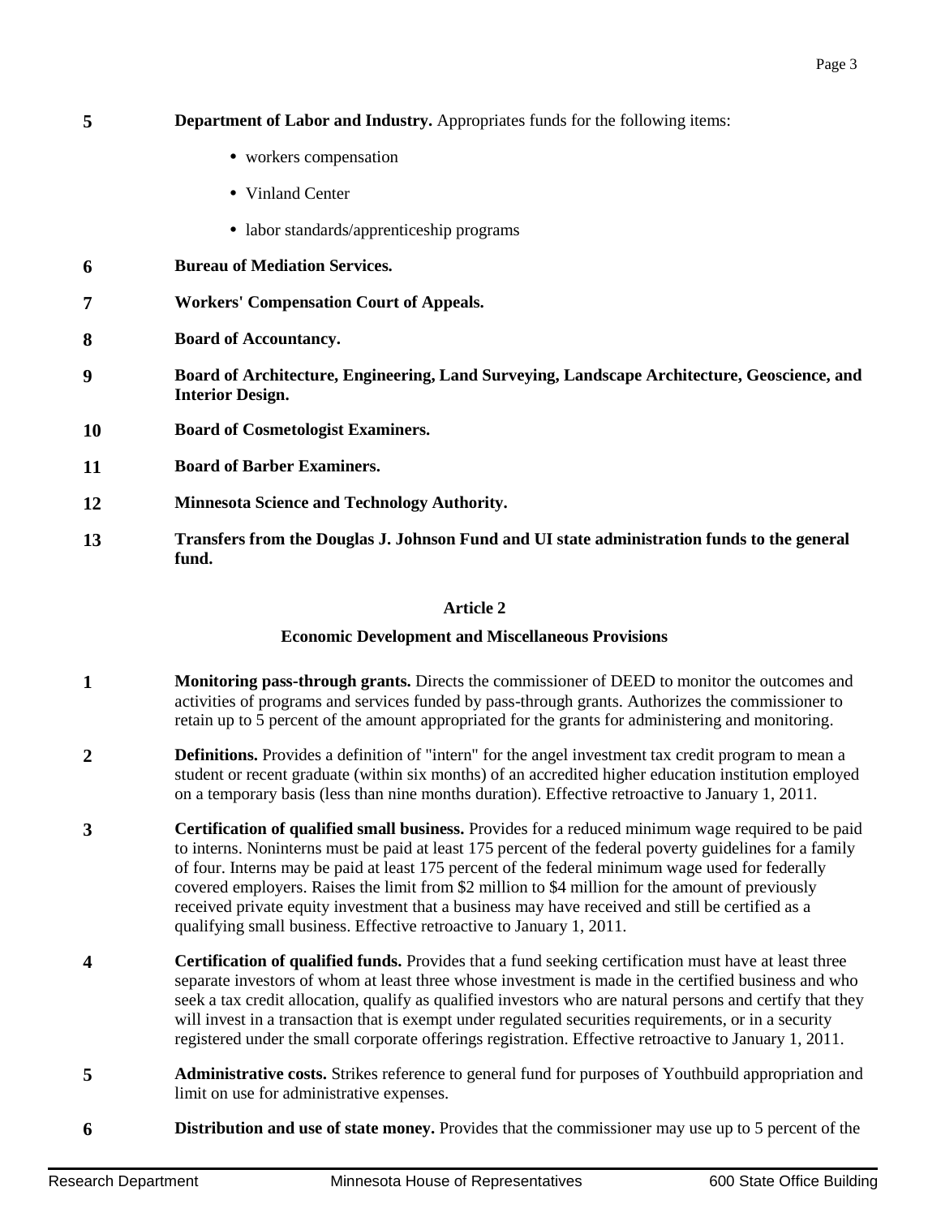**5** **Department of Labor and Industry.** Appropriates funds for the following items:

- workers compensation
- Vinland Center
- labor standards/apprenticeship programs

**6** **Bureau of Mediation Services.**

**7** **Workers' Compensation Court of Appeals.**

**8** **Board of Accountancy.**

**9** **Board of Architecture, Engineering, Land Surveying, Landscape Architecture, Geoscience, and Interior Design.**

**10** **Board of Cosmetologist Examiners.**

**11** **Board of Barber Examiners.**

**12** **Minnesota Science and Technology Authority.**

**13** **Transfers from the Douglas J. Johnson Fund and UI state administration funds to the general fund.**

## Article 2

### Economic Development and Miscellaneous Provisions

**1** **Monitoring pass-through grants.** Directs the commissioner of DEED to monitor the outcomes and activities of programs and services funded by pass-through grants. Authorizes the commissioner to retain up to 5 percent of the amount appropriated for the grants for administering and monitoring.

**2** **Definitions.** Provides a definition of "intern" for the angel investment tax credit program to mean a student or recent graduate (within six months) of an accredited higher education institution employed on a temporary basis (less than nine months duration). Effective retroactive to January 1, 2011.

**3** **Certification of qualified small business.** Provides for a reduced minimum wage required to be paid to interns. Noninterns must be paid at least 175 percent of the federal poverty guidelines for a family of four. Interns may be paid at least 175 percent of the federal minimum wage used for federally covered employers. Raises the limit from $2 million to $4 million for the amount of previously received private equity investment that a business may have received and still be certified as a qualifying small business. Effective retroactive to January 1, 2011.

**4** **Certification of qualified funds.** Provides that a fund seeking certification must have at least three separate investors of whom at least three whose investment is made in the certified business and who seek a tax credit allocation, qualify as qualified investors who are natural persons and certify that they will invest in a transaction that is exempt under regulated securities requirements, or in a security registered under the small corporate offerings registration. Effective retroactive to January 1, 2011.

**5** **Administrative costs.** Strikes reference to general fund for purposes of Youthbuild appropriation and limit on use for administrative expenses.

**6** **Distribution and use of state money.** Provides that the commissioner may use up to 5 percent of the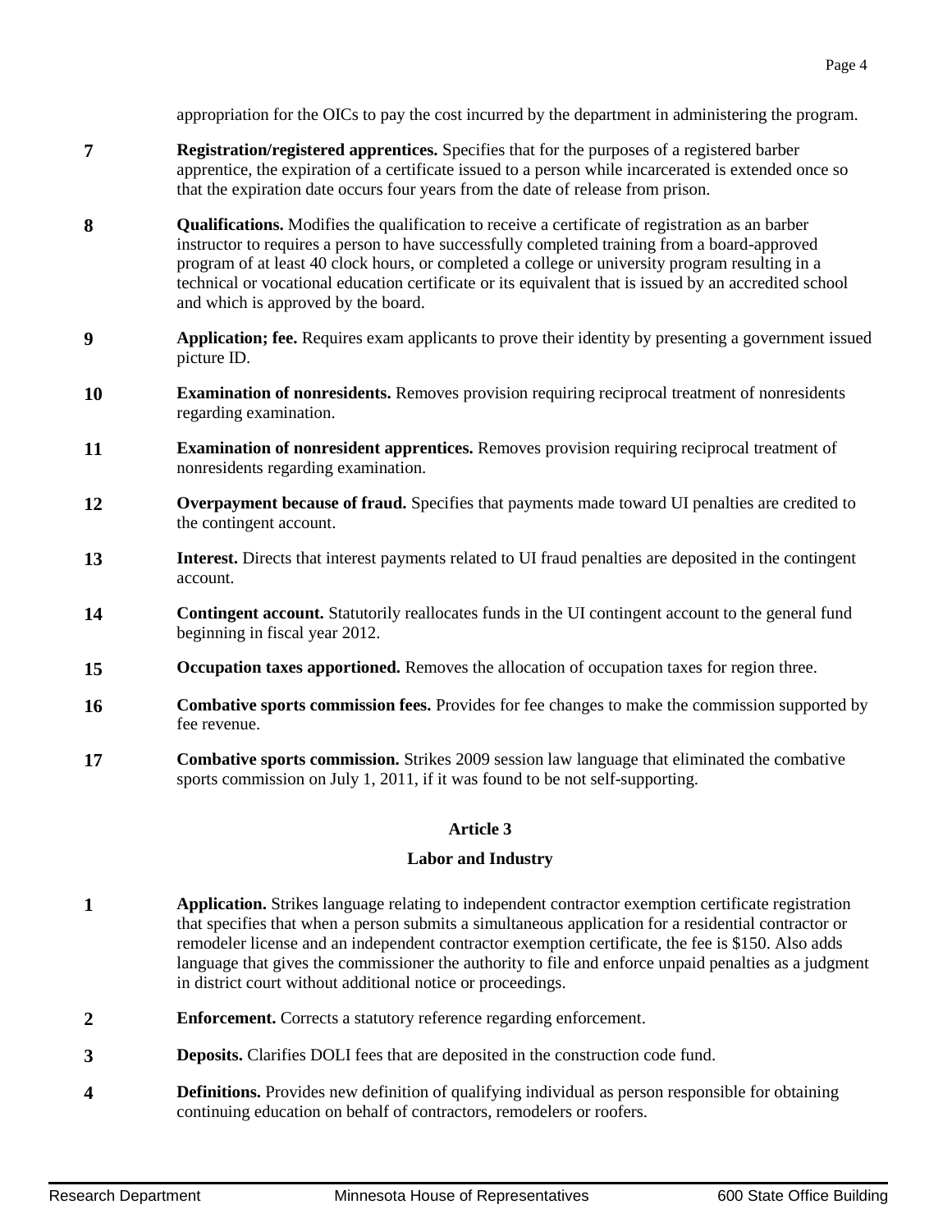appropriation for the OICs to pay the cost incurred by the department in administering the program.

**7** **Registration/registered apprentices.** Specifies that for the purposes of a registered barber apprentice, the expiration of a certificate issued to a person while incarcerated is extended once so that the expiration date occurs four years from the date of release from prison.

**8** **Qualifications.** Modifies the qualification to receive a certificate of registration as an barber instructor to requires a person to have successfully completed training from a board-approved program of at least 40 clock hours, or completed a college or university program resulting in a technical or vocational education certificate or its equivalent that is issued by an accredited school and which is approved by the board.

**9** **Application; fee.** Requires exam applicants to prove their identity by presenting a government issued picture ID.

**10** **Examination of nonresidents.** Removes provision requiring reciprocal treatment of nonresidents regarding examination.

**11** **Examination of nonresident apprentices.** Removes provision requiring reciprocal treatment of nonresidents regarding examination.

**12** **Overpayment because of fraud.** Specifies that payments made toward UI penalties are credited to the contingent account.

**13** **Interest.** Directs that interest payments related to UI fraud penalties are deposited in the contingent account.

**14** **Contingent account.** Statutorily reallocates funds in the UI contingent account to the general fund beginning in fiscal year 2012.

**15** **Occupation taxes apportioned.** Removes the allocation of occupation taxes for region three.

**16** **Combative sports commission fees.** Provides for fee changes to make the commission supported by fee revenue.

**17** **Combative sports commission.** Strikes 2009 session law language that eliminated the combative sports commission on July 1, 2011, if it was found to be not self-supporting.

## Article 3

## Labor and Industry

**1** **Application.** Strikes language relating to independent contractor exemption certificate registration that specifies that when a person submits a simultaneous application for a residential contractor or remodeler license and an independent contractor exemption certificate, the fee is $150. Also adds language that gives the commissioner the authority to file and enforce unpaid penalties as a judgment in district court without additional notice or proceedings.

**2** **Enforcement.** Corrects a statutory reference regarding enforcement.

**3** **Deposits.** Clarifies DOLI fees that are deposited in the construction code fund.

**4** **Definitions.** Provides new definition of qualifying individual as person responsible for obtaining continuing education on behalf of contractors, remodelers or roofers.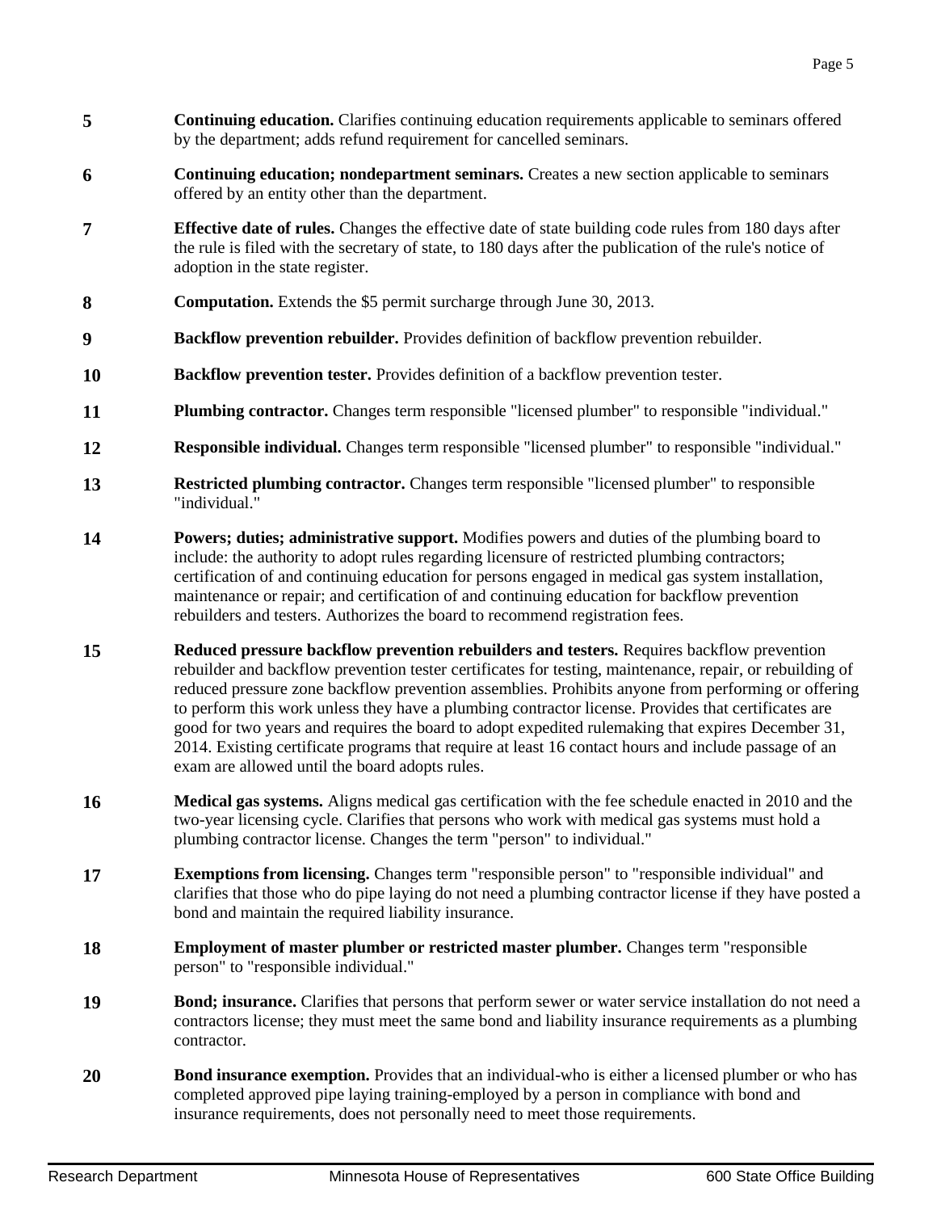**5** **Continuing education.** Clarifies continuing education requirements applicable to seminars offered by the department; adds refund requirement for cancelled seminars.

**6** **Continuing education; nondepartment seminars.** Creates a new section applicable to seminars offered by an entity other than the department.

**7** **Effective date of rules.** Changes the effective date of state building code rules from 180 days after the rule is filed with the secretary of state, to 180 days after the publication of the rule's notice of adoption in the state register.

**8** **Computation.** Extends the $5 permit surcharge through June 30, 2013.

**9** **Backflow prevention rebuilder.** Provides definition of backflow prevention rebuilder.

**10** **Backflow prevention tester.** Provides definition of a backflow prevention tester.

**11** **Plumbing contractor.** Changes term responsible "licensed plumber" to responsible "individual."

**12** **Responsible individual.** Changes term responsible "licensed plumber" to responsible "individual."

**13** **Restricted plumbing contractor.** Changes term responsible "licensed plumber" to responsible "individual."

**14** **Powers; duties; administrative support.** Modifies powers and duties of the plumbing board to include: the authority to adopt rules regarding licensure of restricted plumbing contractors; certification of and continuing education for persons engaged in medical gas system installation, maintenance or repair; and certification of and continuing education for backflow prevention rebuilders and testers. Authorizes the board to recommend registration fees.

**15** **Reduced pressure backflow prevention rebuilders and testers.** Requires backflow prevention rebuilder and backflow prevention tester certificates for testing, maintenance, repair, or rebuilding of reduced pressure zone backflow prevention assemblies. Prohibits anyone from performing or offering to perform this work unless they have a plumbing contractor license. Provides that certificates are good for two years and requires the board to adopt expedited rulemaking that expires December 31, 2014. Existing certificate programs that require at least 16 contact hours and include passage of an exam are allowed until the board adopts rules.

**16** **Medical gas systems.** Aligns medical gas certification with the fee schedule enacted in 2010 and the two-year licensing cycle. Clarifies that persons who work with medical gas systems must hold a plumbing contractor license. Changes the term "person" to individual."

**17** **Exemptions from licensing.** Changes term "responsible person" to "responsible individual" and clarifies that those who do pipe laying do not need a plumbing contractor license if they have posted a bond and maintain the required liability insurance.

**18** **Employment of master plumber or restricted master plumber.** Changes term "responsible person" to "responsible individual."

**19** **Bond; insurance.** Clarifies that persons that perform sewer or water service installation do not need a contractors license; they must meet the same bond and liability insurance requirements as a plumbing contractor.

**20** **Bond insurance exemption.** Provides that an individual-who is either a licensed plumber or who has completed approved pipe laying training-employed by a person in compliance with bond and insurance requirements, does not personally need to meet those requirements.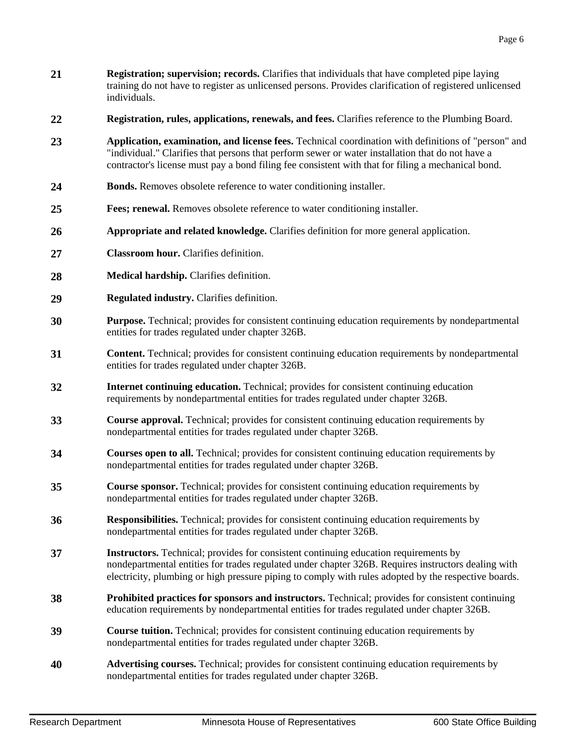**21** **Registration; supervision; records.** Clarifies that individuals that have completed pipe laying training do not have to register as unlicensed persons. Provides clarification of registered unlicensed individuals.

**22** **Registration, rules, applications, renewals, and fees.** Clarifies reference to the Plumbing Board.

**23** **Application, examination, and license fees.** Technical coordination with definitions of "person" and "individual." Clarifies that persons that perform sewer or water installation that do not have a contractor's license must pay a bond filing fee consistent with that for filing a mechanical bond.

**24** **Bonds.** Removes obsolete reference to water conditioning installer.

**25** **Fees; renewal.** Removes obsolete reference to water conditioning installer.

**26** **Appropriate and related knowledge.** Clarifies definition for more general application.

**27** **Classroom hour.** Clarifies definition.

**28** **Medical hardship.** Clarifies definition.

**29** **Regulated industry.** Clarifies definition.

**30** **Purpose.** Technical; provides for consistent continuing education requirements by nondepartmental entities for trades regulated under chapter 326B.

**31** **Content.** Technical; provides for consistent continuing education requirements by nondepartmental entities for trades regulated under chapter 326B.

**32** **Internet continuing education.** Technical; provides for consistent continuing education requirements by nondepartmental entities for trades regulated under chapter 326B.

**33** **Course approval.** Technical; provides for consistent continuing education requirements by nondepartmental entities for trades regulated under chapter 326B.

**34** **Courses open to all.** Technical; provides for consistent continuing education requirements by nondepartmental entities for trades regulated under chapter 326B.

**35** **Course sponsor.** Technical; provides for consistent continuing education requirements by nondepartmental entities for trades regulated under chapter 326B.

**36** **Responsibilities.** Technical; provides for consistent continuing education requirements by nondepartmental entities for trades regulated under chapter 326B.

**37** **Instructors.** Technical; provides for consistent continuing education requirements by nondepartmental entities for trades regulated under chapter 326B. Requires instructors dealing with electricity, plumbing or high pressure piping to comply with rules adopted by the respective boards.

**38** **Prohibited practices for sponsors and instructors.** Technical; provides for consistent continuing education requirements by nondepartmental entities for trades regulated under chapter 326B.

**39** **Course tuition.** Technical; provides for consistent continuing education requirements by nondepartmental entities for trades regulated under chapter 326B.

**40** **Advertising courses.** Technical; provides for consistent continuing education requirements by nondepartmental entities for trades regulated under chapter 326B.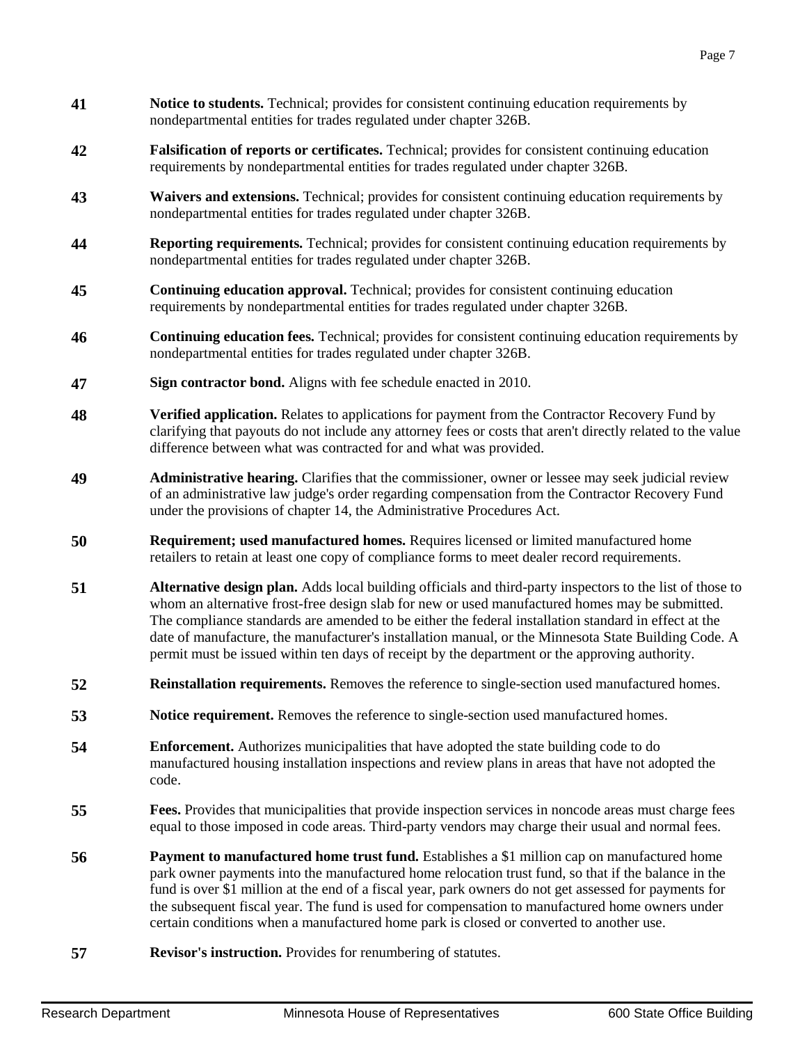**41** **Notice to students.** Technical; provides for consistent continuing education requirements by nondepartmental entities for trades regulated under chapter 326B.

**42** **Falsification of reports or certificates.** Technical; provides for consistent continuing education requirements by nondepartmental entities for trades regulated under chapter 326B.

**43** **Waivers and extensions.** Technical; provides for consistent continuing education requirements by nondepartmental entities for trades regulated under chapter 326B.

**44** **Reporting requirements.** Technical; provides for consistent continuing education requirements by nondepartmental entities for trades regulated under chapter 326B.

**45** **Continuing education approval.** Technical; provides for consistent continuing education requirements by nondepartmental entities for trades regulated under chapter 326B.

**46** **Continuing education fees.** Technical; provides for consistent continuing education requirements by nondepartmental entities for trades regulated under chapter 326B.

**47** **Sign contractor bond.** Aligns with fee schedule enacted in 2010.

**48** **Verified application.** Relates to applications for payment from the Contractor Recovery Fund by clarifying that payouts do not include any attorney fees or costs that aren't directly related to the value difference between what was contracted for and what was provided.

**49** **Administrative hearing.** Clarifies that the commissioner, owner or lessee may seek judicial review of an administrative law judge's order regarding compensation from the Contractor Recovery Fund under the provisions of chapter 14, the Administrative Procedures Act.

**50** **Requirement; used manufactured homes.** Requires licensed or limited manufactured home retailers to retain at least one copy of compliance forms to meet dealer record requirements.

**51** **Alternative design plan.** Adds local building officials and third-party inspectors to the list of those to whom an alternative frost-free design slab for new or used manufactured homes may be submitted. The compliance standards are amended to be either the federal installation standard in effect at the date of manufacture, the manufacturer's installation manual, or the Minnesota State Building Code. A permit must be issued within ten days of receipt by the department or the approving authority.

**52** **Reinstallation requirements.** Removes the reference to single-section used manufactured homes.

**53** **Notice requirement.** Removes the reference to single-section used manufactured homes.

**54** **Enforcement.** Authorizes municipalities that have adopted the state building code to do manufactured housing installation inspections and review plans in areas that have not adopted the code.

**55** **Fees.** Provides that municipalities that provide inspection services in noncode areas must charge fees equal to those imposed in code areas. Third-party vendors may charge their usual and normal fees.

**56** **Payment to manufactured home trust fund.** Establishes a $1 million cap on manufactured home park owner payments into the manufactured home relocation trust fund, so that if the balance in the fund is over $1 million at the end of a fiscal year, park owners do not get assessed for payments for the subsequent fiscal year. The fund is used for compensation to manufactured home owners under certain conditions when a manufactured home park is closed or converted to another use.

**57** **Revisor's instruction.** Provides for renumbering of statutes.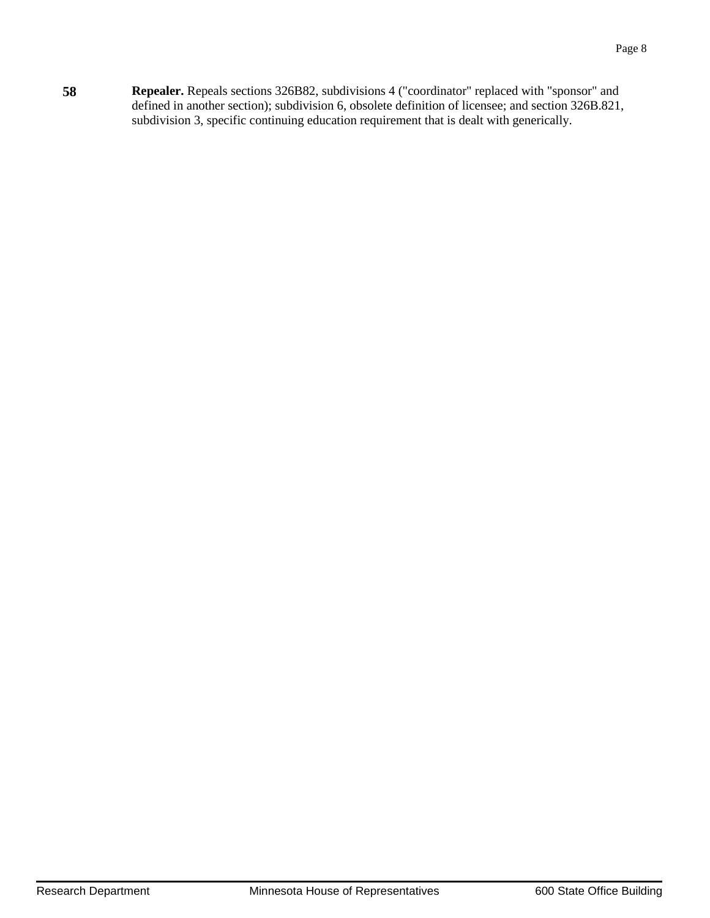**58** **Repealer.** Repeals sections 326B82, subdivisions 4 ("coordinator" replaced with "sponsor" and defined in another section); subdivision 6, obsolete definition of licensee; and section 326B.821, subdivision 3, specific continuing education requirement that is dealt with generically.